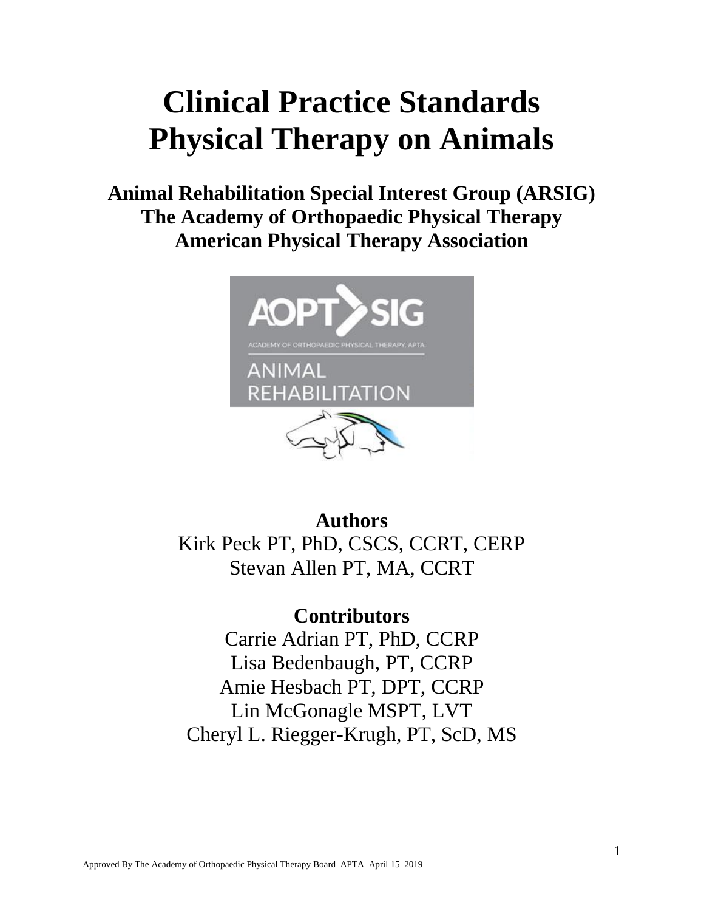# Clinical Practice Standards
# Physical Therapy on Animals

**Animal Rehabilitation Special Interest Group (ARSIG)**
**The Academy of Orthopaedic Physical Therapy**
**American Physical Therapy Association**

AOPT SIG

ACADEMY OF ORTHOPAEDIC PHYSICAL THERAPY, APTA

ANIMAL REHABILITATION

**Authors**

Kirk Peck PT, PhD, CSCS, CCRT, CERP
Stevan Allen PT, MA, CCRT

**Contributors**

Carrie Adrian PT, PhD, CCRP
Lisa Bedenbaugh, PT, CCRP
Amie Hesbach PT, DPT, CCRP
Lin McGonagle MSPT, LVT
Cheryl L. Riegger-Krugh, PT, ScD, MS

Approved By The Academy of Orthopaedic Physical Therapy Board_APTA_April 15_2019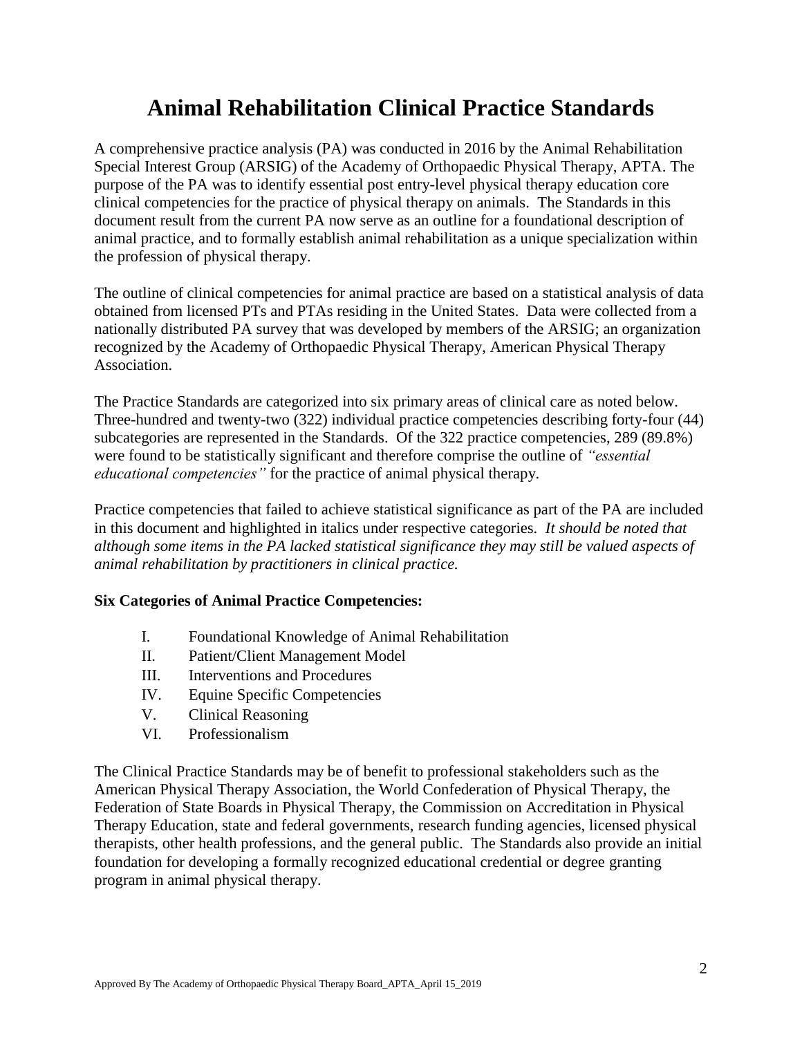# Animal Rehabilitation Clinical Practice Standards

A comprehensive practice analysis (PA) was conducted in 2016 by the Animal Rehabilitation Special Interest Group (ARSIG) of the Academy of Orthopaedic Physical Therapy, APTA. The purpose of the PA was to identify essential post entry-level physical therapy education core clinical competencies for the practice of physical therapy on animals. The Standards in this document result from the current PA now serve as an outline for a foundational description of animal practice, and to formally establish animal rehabilitation as a unique specialization within the profession of physical therapy.

The outline of clinical competencies for animal practice are based on a statistical analysis of data obtained from licensed PTs and PTAs residing in the United States. Data were collected from a nationally distributed PA survey that was developed by members of the ARSIG; an organization recognized by the Academy of Orthopaedic Physical Therapy, American Physical Therapy Association.

The Practice Standards are categorized into six primary areas of clinical care as noted below. Three-hundred and twenty-two (322) individual practice competencies describing forty-four (44) subcategories are represented in the Standards. Of the 322 practice competencies, 289 (89.8%) were found to be statistically significant and therefore comprise the outline of *"essential educational competencies"* for the practice of animal physical therapy.

Practice competencies that failed to achieve statistical significance as part of the PA are included in this document and highlighted in italics under respective categories. *It should be noted that although some items in the PA lacked statistical significance they may still be valued aspects of animal rehabilitation by practitioners in clinical practice.*

**Six Categories of Animal Practice Competencies:**

- I. Foundational Knowledge of Animal Rehabilitation
- II. Patient/Client Management Model
- III. Interventions and Procedures
- IV. Equine Specific Competencies
- V. Clinical Reasoning
- VI. Professionalism

The Clinical Practice Standards may be of benefit to professional stakeholders such as the American Physical Therapy Association, the World Confederation of Physical Therapy, the Federation of State Boards in Physical Therapy, the Commission on Accreditation in Physical Therapy Education, state and federal governments, research funding agencies, licensed physical therapists, other health professions, and the general public. The Standards also provide an initial foundation for developing a formally recognized educational credential or degree granting program in animal physical therapy.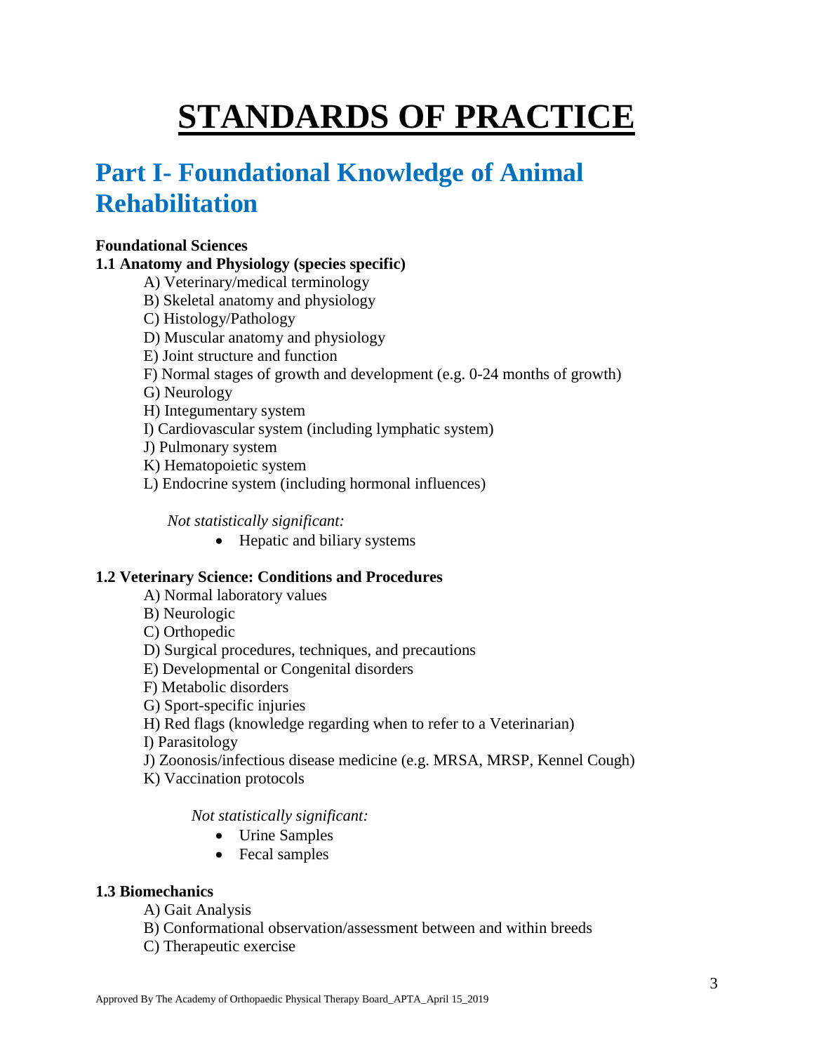# STANDARDS OF PRACTICE

## Part I- Foundational Knowledge of Animal Rehabilitation

**Foundational Sciences**

**1.1 Anatomy and Physiology (species specific)**

A) Veterinary/medical terminology
B) Skeletal anatomy and physiology
C) Histology/Pathology
D) Muscular anatomy and physiology
E) Joint structure and function
F) Normal stages of growth and development (e.g. 0-24 months of growth)
G) Neurology
H) Integumentary system
I) Cardiovascular system (including lymphatic system)
J) Pulmonary system
K) Hematopoietic system
L) Endocrine system (including hormonal influences)

*Not statistically significant:*

- Hepatic and biliary systems

**1.2 Veterinary Science: Conditions and Procedures**

A) Normal laboratory values
B) Neurologic
C) Orthopedic
D) Surgical procedures, techniques, and precautions
E) Developmental or Congenital disorders
F) Metabolic disorders
G) Sport-specific injuries
H) Red flags (knowledge regarding when to refer to a Veterinarian)
I) Parasitology
J) Zoonosis/infectious disease medicine (e.g. MRSA, MRSP, Kennel Cough)
K) Vaccination protocols

*Not statistically significant:*

- Urine Samples
- Fecal samples

**1.3 Biomechanics**

A) Gait Analysis
B) Conformational observation/assessment between and within breeds
C) Therapeutic exercise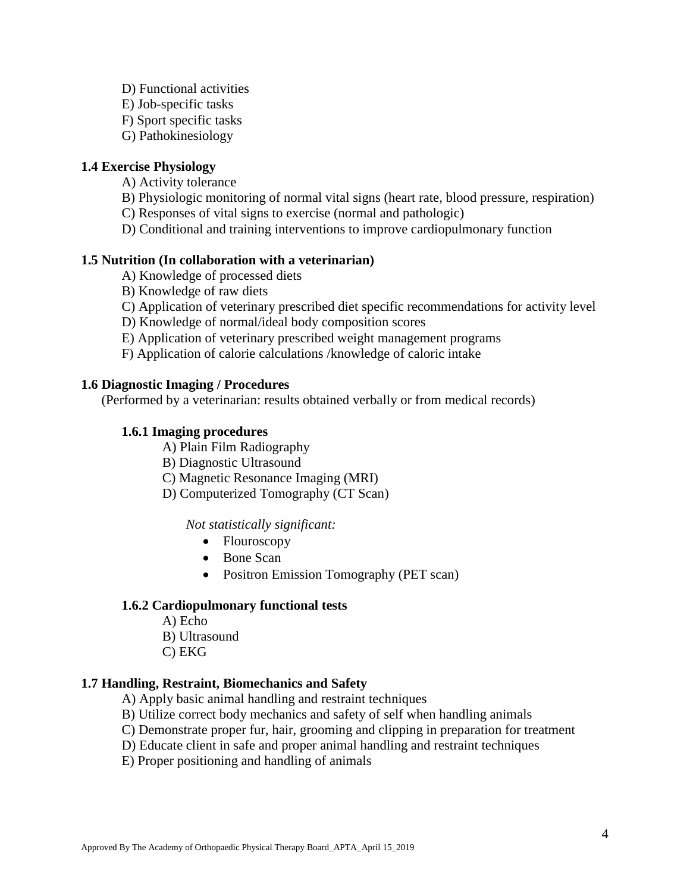D) Functional activities
E) Job-specific tasks
F) Sport specific tasks
G) Pathokinesiology

**1.4 Exercise Physiology**

A) Activity tolerance
B) Physiologic monitoring of normal vital signs (heart rate, blood pressure, respiration)
C) Responses of vital signs to exercise (normal and pathologic)
D) Conditional and training interventions to improve cardiopulmonary function

**1.5 Nutrition (In collaboration with a veterinarian)**

A) Knowledge of processed diets
B) Knowledge of raw diets
C) Application of veterinary prescribed diet specific recommendations for activity level
D) Knowledge of normal/ideal body composition scores
E) Application of veterinary prescribed weight management programs
F) Application of calorie calculations /knowledge of caloric intake

**1.6 Diagnostic Imaging / Procedures**

(Performed by a veterinarian: results obtained verbally or from medical records)

**1.6.1 Imaging procedures**

A) Plain Film Radiography
B) Diagnostic Ultrasound
C) Magnetic Resonance Imaging (MRI)
D) Computerized Tomography (CT Scan)

*Not statistically significant:*

- Flouroscopy
- Bone Scan
- Positron Emission Tomography (PET scan)

**1.6.2 Cardiopulmonary functional tests**

A) Echo
B) Ultrasound
C) EKG

**1.7 Handling, Restraint, Biomechanics and Safety**

A) Apply basic animal handling and restraint techniques
B) Utilize correct body mechanics and safety of self when handling animals
C) Demonstrate proper fur, hair, grooming and clipping in preparation for treatment
D) Educate client in safe and proper animal handling and restraint techniques
E) Proper positioning and handling of animals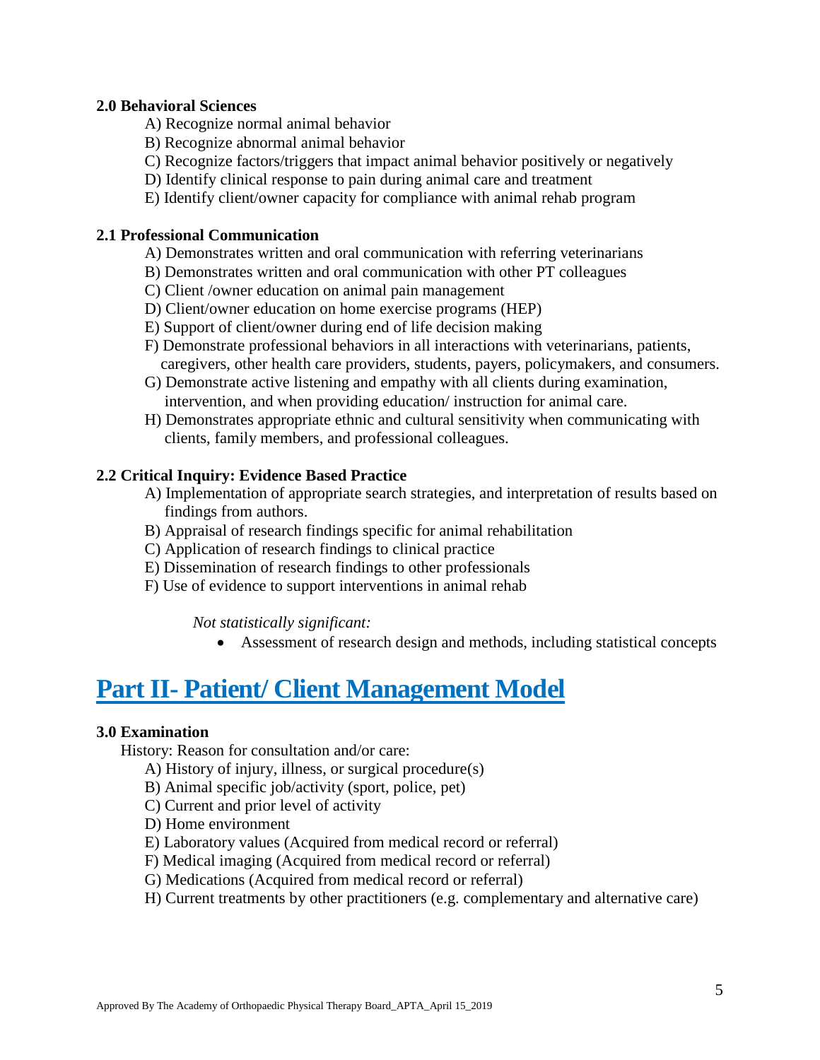**2.0 Behavioral Sciences**

A) Recognize normal animal behavior
B) Recognize abnormal animal behavior
C) Recognize factors/triggers that impact animal behavior positively or negatively
D) Identify clinical response to pain during animal care and treatment
E) Identify client/owner capacity for compliance with animal rehab program

**2.1 Professional Communication**

A) Demonstrates written and oral communication with referring veterinarians
B) Demonstrates written and oral communication with other PT colleagues
C) Client /owner education on animal pain management
D) Client/owner education on home exercise programs (HEP)
E) Support of client/owner during end of life decision making
F) Demonstrate professional behaviors in all interactions with veterinarians, patients, caregivers, other health care providers, students, payers, policymakers, and consumers.
G) Demonstrate active listening and empathy with all clients during examination, intervention, and when providing education/ instruction for animal care.
H) Demonstrates appropriate ethnic and cultural sensitivity when communicating with clients, family members, and professional colleagues.

**2.2 Critical Inquiry: Evidence Based Practice**

A) Implementation of appropriate search strategies, and interpretation of results based on findings from authors.
B) Appraisal of research findings specific for animal rehabilitation
C) Application of research findings to clinical practice
E) Dissemination of research findings to other professionals
F) Use of evidence to support interventions in animal rehab

*Not statistically significant:*

- Assessment of research design and methods, including statistical concepts

# Part II- Patient/ Client Management Model

**3.0 Examination**

History: Reason for consultation and/or care:

A) History of injury, illness, or surgical procedure(s)
B) Animal specific job/activity (sport, police, pet)
C) Current and prior level of activity
D) Home environment
E) Laboratory values (Acquired from medical record or referral)
F) Medical imaging (Acquired from medical record or referral)
G) Medications (Acquired from medical record or referral)
H) Current treatments by other practitioners (e.g. complementary and alternative care)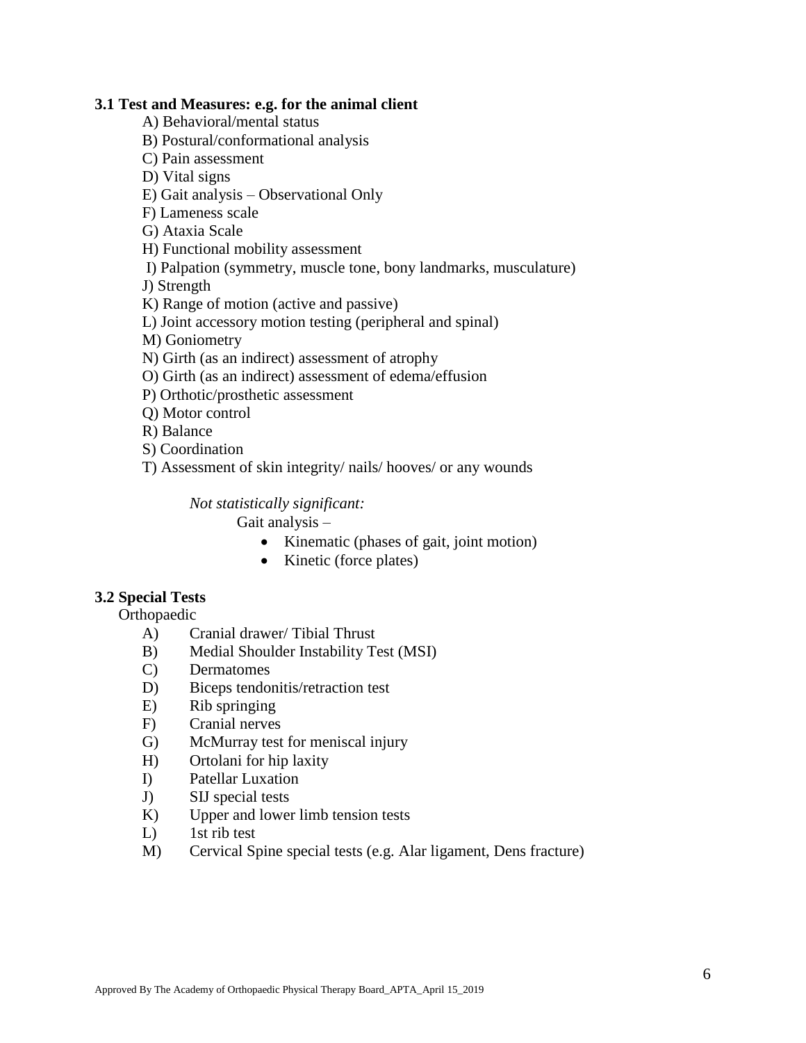**3.1 Test and Measures: e.g. for the animal client**

A) Behavioral/mental status
B) Postural/conformational analysis
C) Pain assessment
D) Vital signs
E) Gait analysis – Observational Only
F) Lameness scale
G) Ataxia Scale
H) Functional mobility assessment
I) Palpation (symmetry, muscle tone, bony landmarks, musculature)
J) Strength
K) Range of motion (active and passive)
L) Joint accessory motion testing (peripheral and spinal)
M) Goniometry
N) Girth (as an indirect) assessment of atrophy
O) Girth (as an indirect) assessment of edema/effusion
P) Orthotic/prosthetic assessment
Q) Motor control
R) Balance
S) Coordination
T) Assessment of skin integrity/ nails/ hooves/ or any wounds

*Not statistically significant:*

Gait analysis –

- Kinematic (phases of gait, joint motion)
- Kinetic (force plates)

**3.2 Special Tests**

Orthopaedic

A) Cranial drawer/ Tibial Thrust
B) Medial Shoulder Instability Test (MSI)
C) Dermatomes
D) Biceps tendonitis/retraction test
E) Rib springing
F) Cranial nerves
G) McMurray test for meniscal injury
H) Ortolani for hip laxity
I) Patellar Luxation
J) SIJ special tests
K) Upper and lower limb tension tests
L) 1st rib test
M) Cervical Spine special tests (e.g. Alar ligament, Dens fracture)

Approved By The Academy of Orthopaedic Physical Therapy Board_APTA_April 15_2019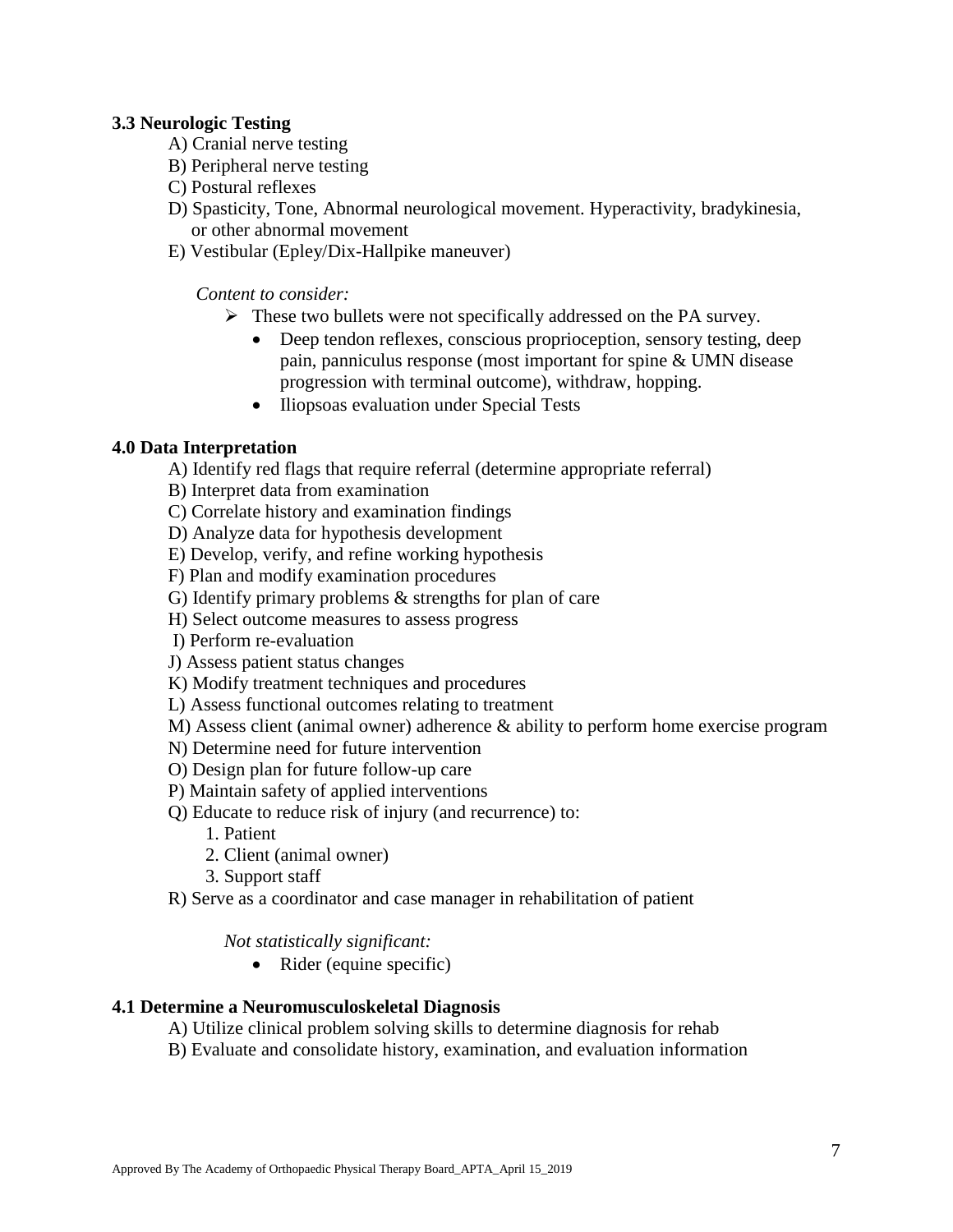**3.3 Neurologic Testing**

A) Cranial nerve testing
B) Peripheral nerve testing
C) Postural reflexes
D) Spasticity, Tone, Abnormal neurological movement. Hyperactivity, bradykinesia, or other abnormal movement
E) Vestibular (Epley/Dix-Hallpike maneuver)

*Content to consider:*

- These two bullets were not specifically addressed on the PA survey.
  - Deep tendon reflexes, conscious proprioception, sensory testing, deep pain, panniculus response (most important for spine & UMN disease progression with terminal outcome), withdraw, hopping.
  - Iliopsoas evaluation under Special Tests

**4.0 Data Interpretation**

A) Identify red flags that require referral (determine appropriate referral)
B) Interpret data from examination
C) Correlate history and examination findings
D) Analyze data for hypothesis development
E) Develop, verify, and refine working hypothesis
F) Plan and modify examination procedures
G) Identify primary problems & strengths for plan of care
H) Select outcome measures to assess progress
I) Perform re-evaluation
J) Assess patient status changes
K) Modify treatment techniques and procedures
L) Assess functional outcomes relating to treatment
M) Assess client (animal owner) adherence & ability to perform home exercise program
N) Determine need for future intervention
O) Design plan for future follow-up care
P) Maintain safety of applied interventions
Q) Educate to reduce risk of injury (and recurrence) to:
  1. Patient
  2. Client (animal owner)
  3. Support staff

R) Serve as a coordinator and case manager in rehabilitation of patient

*Not statistically significant:*

- Rider (equine specific)

**4.1 Determine a Neuromusculoskeletal Diagnosis**

A) Utilize clinical problem solving skills to determine diagnosis for rehab
B) Evaluate and consolidate history, examination, and evaluation information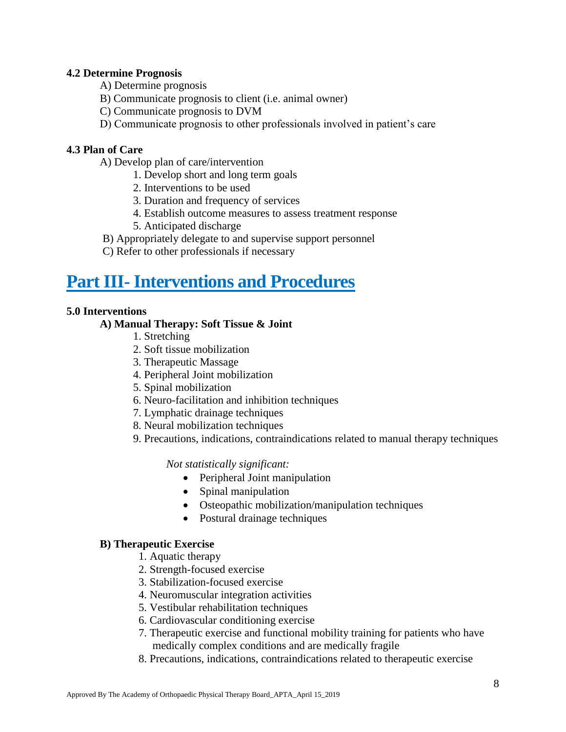### 4.2 Determine Prognosis

A) Determine prognosis

B) Communicate prognosis to client (i.e. animal owner)

C) Communicate prognosis to DVM

D) Communicate prognosis to other professionals involved in patient's care

### 4.3 Plan of Care

A) Develop plan of care/intervention

1. Develop short and long term goals
2. Interventions to be used
3. Duration and frequency of services
4. Establish outcome measures to assess treatment response
5. Anticipated discharge

B) Appropriately delegate to and supervise support personnel

C) Refer to other professionals if necessary

# Part III- Interventions and Procedures

### 5.0 Interventions

**A) Manual Therapy: Soft Tissue & Joint**

1. Stretching
2. Soft tissue mobilization
3. Therapeutic Massage
4. Peripheral Joint mobilization
5. Spinal mobilization
6. Neuro-facilitation and inhibition techniques
7. Lymphatic drainage techniques
8. Neural mobilization techniques
9. Precautions, indications, contraindications related to manual therapy techniques

*Not statistically significant:*

- Peripheral Joint manipulation
- Spinal manipulation
- Osteopathic mobilization/manipulation techniques
- Postural drainage techniques

**B) Therapeutic Exercise**

1. Aquatic therapy
2. Strength-focused exercise
3. Stabilization-focused exercise
4. Neuromuscular integration activities
5. Vestibular rehabilitation techniques
6. Cardiovascular conditioning exercise
7. Therapeutic exercise and functional mobility training for patients who have medically complex conditions and are medically fragile
8. Precautions, indications, contraindications related to therapeutic exercise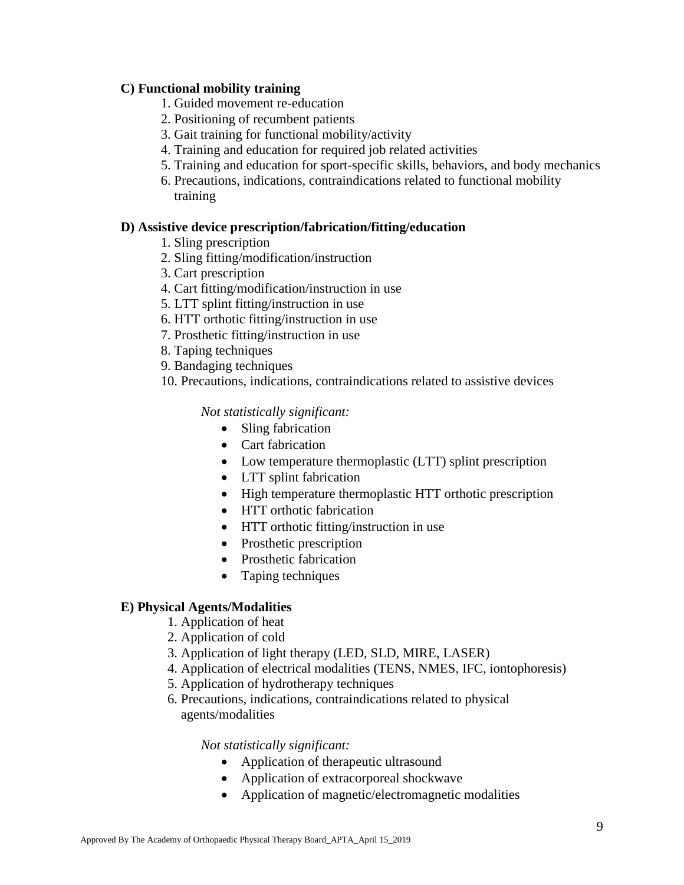**C) Functional mobility training**

1. Guided movement re-education
2. Positioning of recumbent patients
3. Gait training for functional mobility/activity
4. Training and education for required job related activities
5. Training and education for sport-specific skills, behaviors, and body mechanics
6. Precautions, indications, contraindications related to functional mobility training

**D) Assistive device prescription/fabrication/fitting/education**

1. Sling prescription
2. Sling fitting/modification/instruction
3. Cart prescription
4. Cart fitting/modification/instruction in use
5. LTT splint fitting/instruction in use
6. HTT orthotic fitting/instruction in use
7. Prosthetic fitting/instruction in use
8. Taping techniques
9. Bandaging techniques
10. Precautions, indications, contraindications related to assistive devices

*Not statistically significant:*

- Sling fabrication
- Cart fabrication
- Low temperature thermoplastic (LTT) splint prescription
- LTT splint fabrication
- High temperature thermoplastic HTT orthotic prescription
- HTT orthotic fabrication
- HTT orthotic fitting/instruction in use
- Prosthetic prescription
- Prosthetic fabrication
- Taping techniques

**E) Physical Agents/Modalities**

1. Application of heat
2. Application of cold
3. Application of light therapy (LED, SLD, MIRE, LASER)
4. Application of electrical modalities (TENS, NMES, IFC, iontophoresis)
5. Application of hydrotherapy techniques
6. Precautions, indications, contraindications related to physical agents/modalities

*Not statistically significant:*

- Application of therapeutic ultrasound
- Application of extracorporeal shockwave
- Application of magnetic/electromagnetic modalities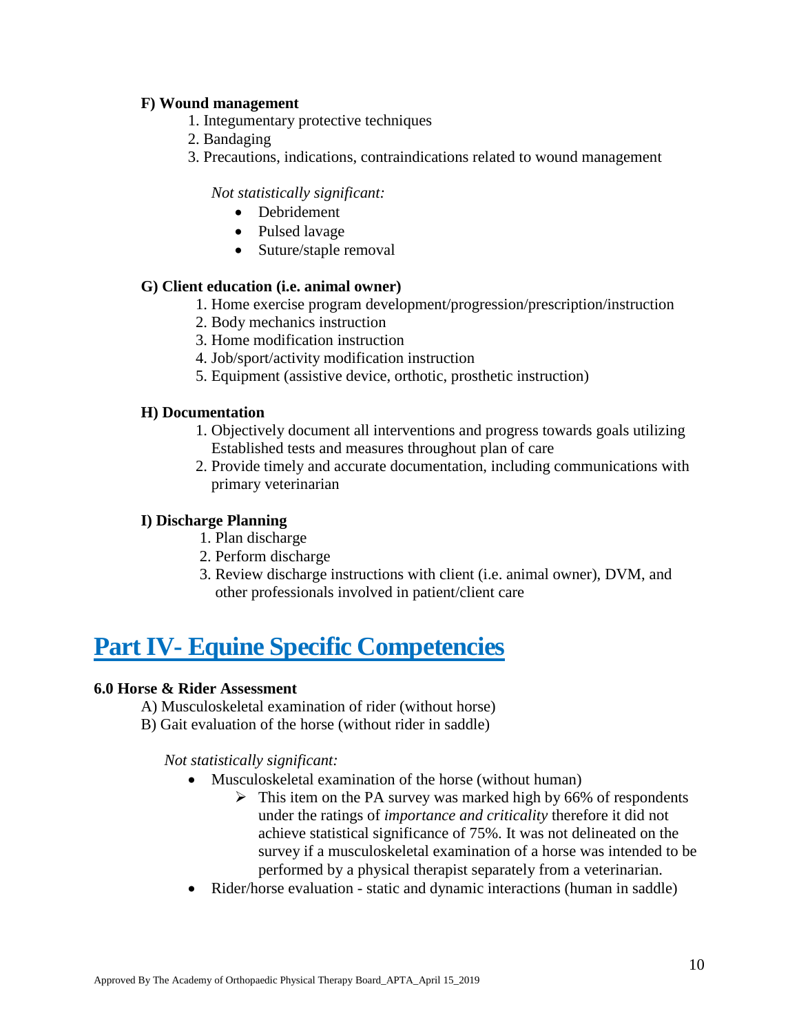**F) Wound management**

1. Integumentary protective techniques
2. Bandaging
3. Precautions, indications, contraindications related to wound management

*Not statistically significant:*

- Debridement
- Pulsed lavage
- Suture/staple removal

**G) Client education (i.e. animal owner)**

1. Home exercise program development/progression/prescription/instruction
2. Body mechanics instruction
3. Home modification instruction
4. Job/sport/activity modification instruction
5. Equipment (assistive device, orthotic, prosthetic instruction)

**H) Documentation**

1. Objectively document all interventions and progress towards goals utilizing Established tests and measures throughout plan of care
2. Provide timely and accurate documentation, including communications with primary veterinarian

**I) Discharge Planning**

1. Plan discharge
2. Perform discharge
3. Review discharge instructions with client (i.e. animal owner), DVM, and other professionals involved in patient/client care

# Part IV- Equine Specific Competencies

**6.0 Horse & Rider Assessment**

A) Musculoskeletal examination of rider (without horse)
B) Gait evaluation of the horse (without rider in saddle)

*Not statistically significant:*

- Musculoskeletal examination of the horse (without human)
  - This item on the PA survey was marked high by 66% of respondents under the ratings of *importance and criticality* therefore it did not achieve statistical significance of 75%. It was not delineated on the survey if a musculoskeletal examination of a horse was intended to be performed by a physical therapist separately from a veterinarian.
- Rider/horse evaluation - static and dynamic interactions (human in saddle)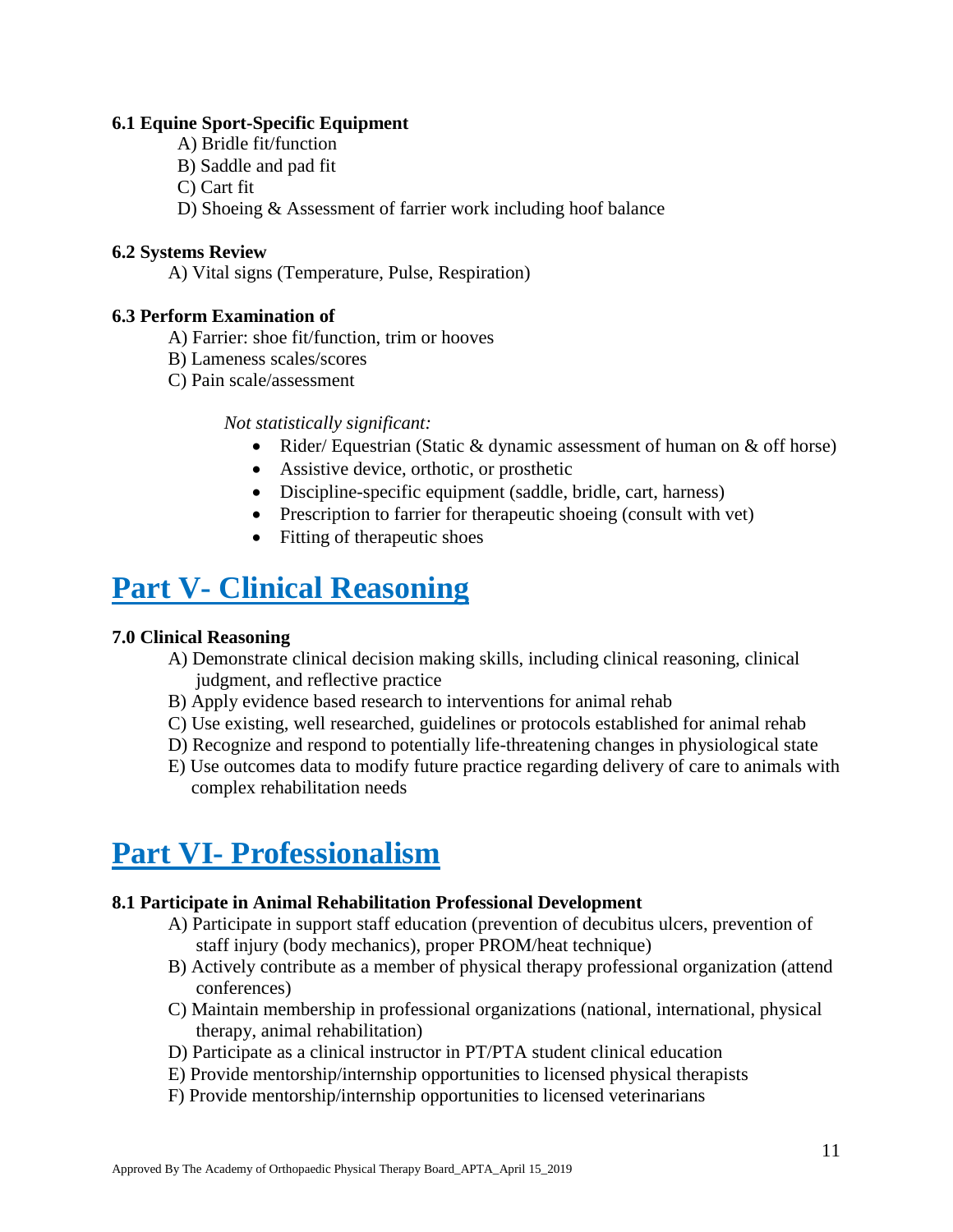**6.1 Equine Sport-Specific Equipment**

A) Bridle fit/function
B) Saddle and pad fit
C) Cart fit
D) Shoeing & Assessment of farrier work including hoof balance

**6.2 Systems Review**

A) Vital signs (Temperature, Pulse, Respiration)

**6.3 Perform Examination of**

A) Farrier: shoe fit/function, trim or hooves
B) Lameness scales/scores
C) Pain scale/assessment

*Not statistically significant:*

- Rider/ Equestrian (Static & dynamic assessment of human on & off horse)
- Assistive device, orthotic, or prosthetic
- Discipline-specific equipment (saddle, bridle, cart, harness)
- Prescription to farrier for therapeutic shoeing (consult with vet)
- Fitting of therapeutic shoes

# Part V- Clinical Reasoning

**7.0 Clinical Reasoning**

A) Demonstrate clinical decision making skills, including clinical reasoning, clinical judgment, and reflective practice
B) Apply evidence based research to interventions for animal rehab
C) Use existing, well researched, guidelines or protocols established for animal rehab
D) Recognize and respond to potentially life-threatening changes in physiological state
E) Use outcomes data to modify future practice regarding delivery of care to animals with complex rehabilitation needs

# Part VI- Professionalism

**8.1 Participate in Animal Rehabilitation Professional Development**

A) Participate in support staff education (prevention of decubitus ulcers, prevention of staff injury (body mechanics), proper PROM/heat technique)
B) Actively contribute as a member of physical therapy professional organization (attend conferences)
C) Maintain membership in professional organizations (national, international, physical therapy, animal rehabilitation)
D) Participate as a clinical instructor in PT/PTA student clinical education
E) Provide mentorship/internship opportunities to licensed physical therapists
F) Provide mentorship/internship opportunities to licensed veterinarians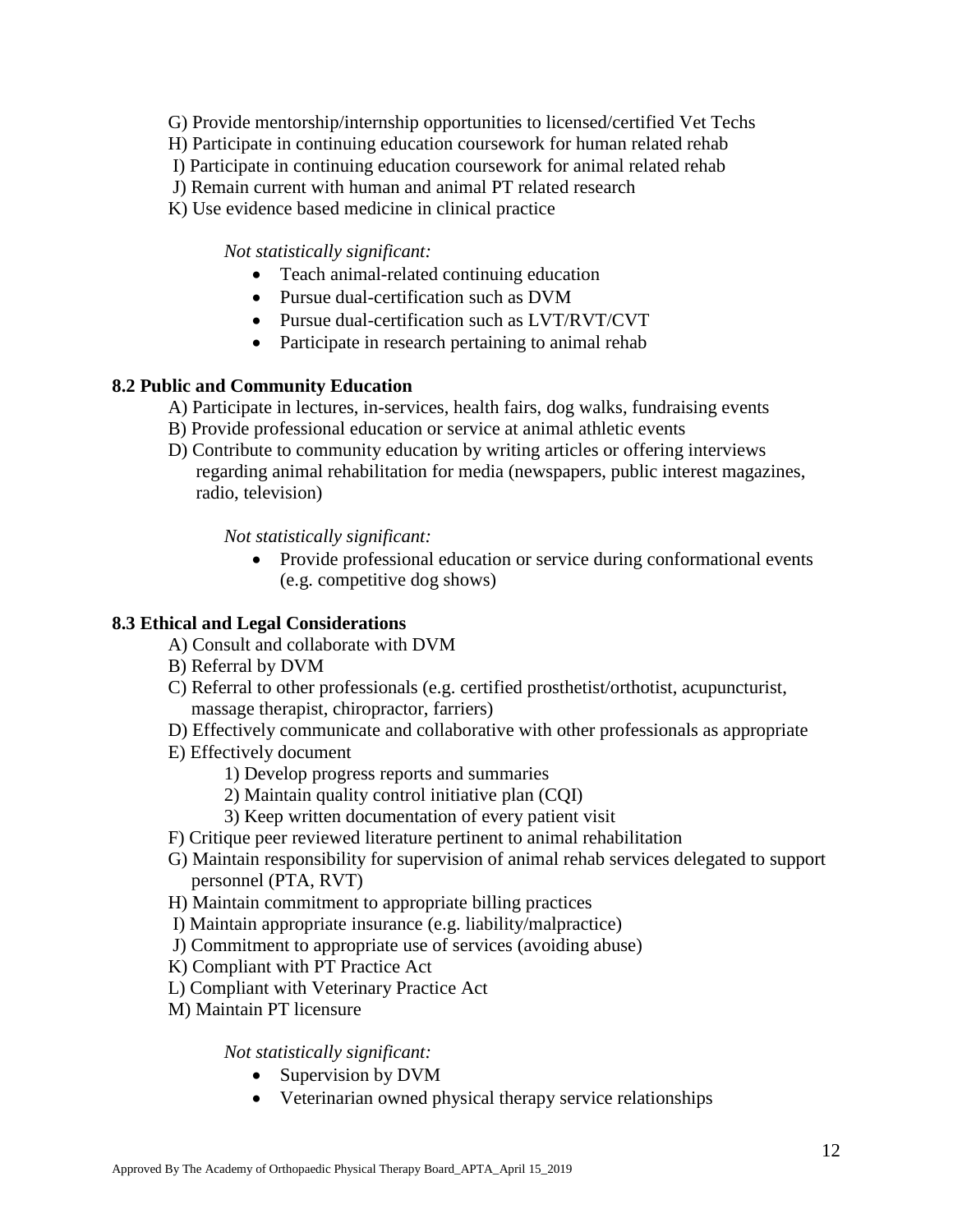G) Provide mentorship/internship opportunities to licensed/certified Vet Techs
H) Participate in continuing education coursework for human related rehab
I) Participate in continuing education coursework for animal related rehab
J) Remain current with human and animal PT related research
K) Use evidence based medicine in clinical practice

*Not statistically significant:*

- Teach animal-related continuing education
- Pursue dual-certification such as DVM
- Pursue dual-certification such as LVT/RVT/CVT
- Participate in research pertaining to animal rehab

**8.2 Public and Community Education**

A) Participate in lectures, in-services, health fairs, dog walks, fundraising events
B) Provide professional education or service at animal athletic events
D) Contribute to community education by writing articles or offering interviews regarding animal rehabilitation for media (newspapers, public interest magazines, radio, television)

*Not statistically significant:*

- Provide professional education or service during conformational events (e.g. competitive dog shows)

**8.3 Ethical and Legal Considerations**

A) Consult and collaborate with DVM
B) Referral by DVM
C) Referral to other professionals (e.g. certified prosthetist/orthotist, acupuncturist, massage therapist, chiropractor, farriers)
D) Effectively communicate and collaborative with other professionals as appropriate
E) Effectively document
  1) Develop progress reports and summaries
  2) Maintain quality control initiative plan (CQI)
  3) Keep written documentation of every patient visit
F) Critique peer reviewed literature pertinent to animal rehabilitation
G) Maintain responsibility for supervision of animal rehab services delegated to support personnel (PTA, RVT)
H) Maintain commitment to appropriate billing practices
I) Maintain appropriate insurance (e.g. liability/malpractice)
J) Commitment to appropriate use of services (avoiding abuse)
K) Compliant with PT Practice Act
L) Compliant with Veterinary Practice Act
M) Maintain PT licensure

*Not statistically significant:*

- Supervision by DVM
- Veterinarian owned physical therapy service relationships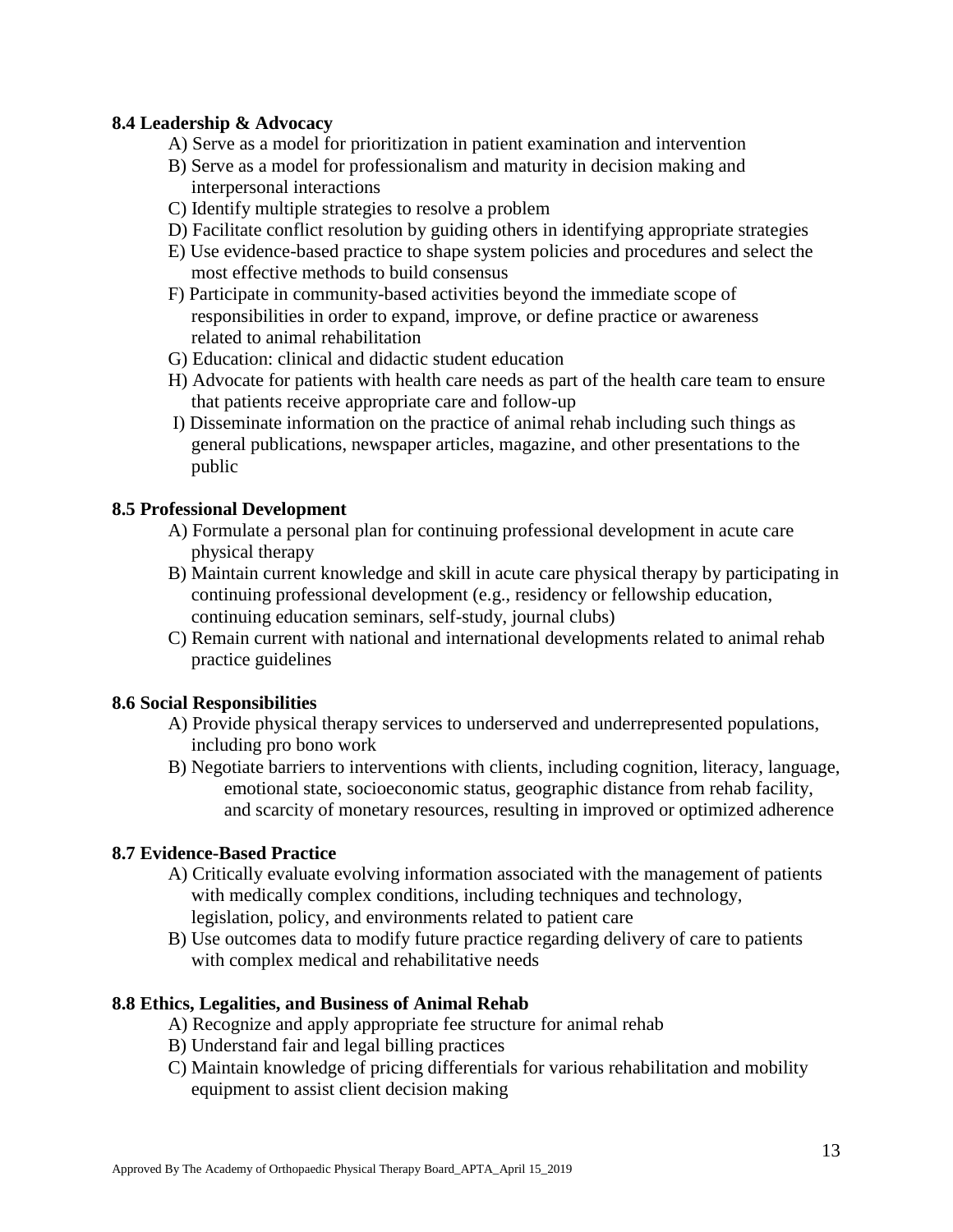**8.4 Leadership & Advocacy**

A) Serve as a model for prioritization in patient examination and intervention
B) Serve as a model for professionalism and maturity in decision making and interpersonal interactions
C) Identify multiple strategies to resolve a problem
D) Facilitate conflict resolution by guiding others in identifying appropriate strategies
E) Use evidence-based practice to shape system policies and procedures and select the most effective methods to build consensus
F) Participate in community-based activities beyond the immediate scope of responsibilities in order to expand, improve, or define practice or awareness related to animal rehabilitation
G) Education: clinical and didactic student education
H) Advocate for patients with health care needs as part of the health care team to ensure that patients receive appropriate care and follow-up
I) Disseminate information on the practice of animal rehab including such things as general publications, newspaper articles, magazine, and other presentations to the public

**8.5 Professional Development**

A) Formulate a personal plan for continuing professional development in acute care physical therapy
B) Maintain current knowledge and skill in acute care physical therapy by participating in continuing professional development (e.g., residency or fellowship education, continuing education seminars, self-study, journal clubs)
C) Remain current with national and international developments related to animal rehab practice guidelines

**8.6 Social Responsibilities**

A) Provide physical therapy services to underserved and underrepresented populations, including pro bono work
B) Negotiate barriers to interventions with clients, including cognition, literacy, language, emotional state, socioeconomic status, geographic distance from rehab facility, and scarcity of monetary resources, resulting in improved or optimized adherence

**8.7 Evidence-Based Practice**

A) Critically evaluate evolving information associated with the management of patients with medically complex conditions, including techniques and technology, legislation, policy, and environments related to patient care
B) Use outcomes data to modify future practice regarding delivery of care to patients with complex medical and rehabilitative needs

**8.8 Ethics, Legalities, and Business of Animal Rehab**

A) Recognize and apply appropriate fee structure for animal rehab
B) Understand fair and legal billing practices
C) Maintain knowledge of pricing differentials for various rehabilitation and mobility equipment to assist client decision making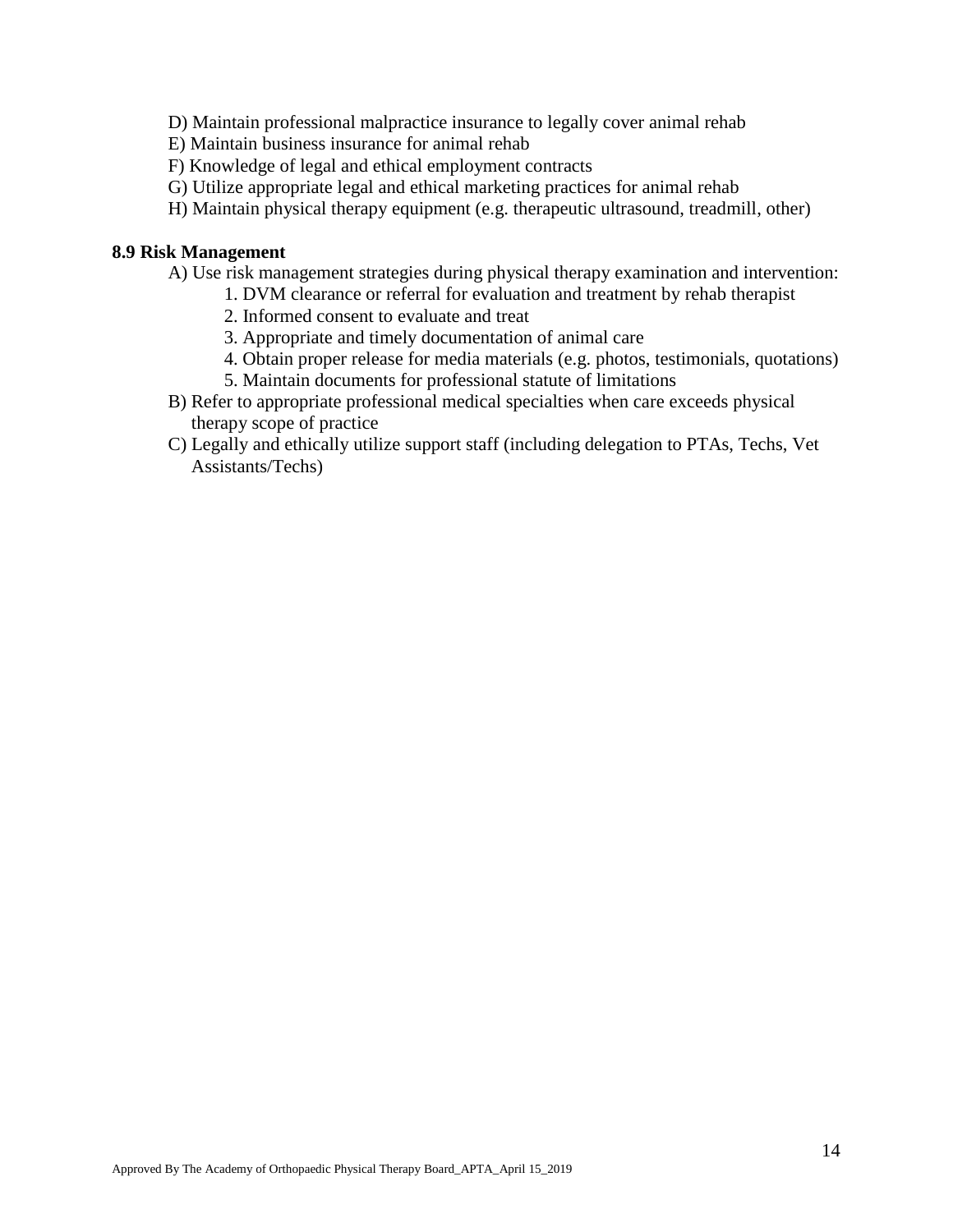D) Maintain professional malpractice insurance to legally cover animal rehab
E) Maintain business insurance for animal rehab
F) Knowledge of legal and ethical employment contracts
G) Utilize appropriate legal and ethical marketing practices for animal rehab
H) Maintain physical therapy equipment (e.g. therapeutic ultrasound, treadmill, other)

**8.9 Risk Management**

A) Use risk management strategies during physical therapy examination and intervention:
   1. DVM clearance or referral for evaluation and treatment by rehab therapist
   2. Informed consent to evaluate and treat
   3. Appropriate and timely documentation of animal care
   4. Obtain proper release for media materials (e.g. photos, testimonials, quotations)
   5. Maintain documents for professional statute of limitations

B) Refer to appropriate professional medical specialties when care exceeds physical therapy scope of practice

C) Legally and ethically utilize support staff (including delegation to PTAs, Techs, Vet Assistants/Techs)